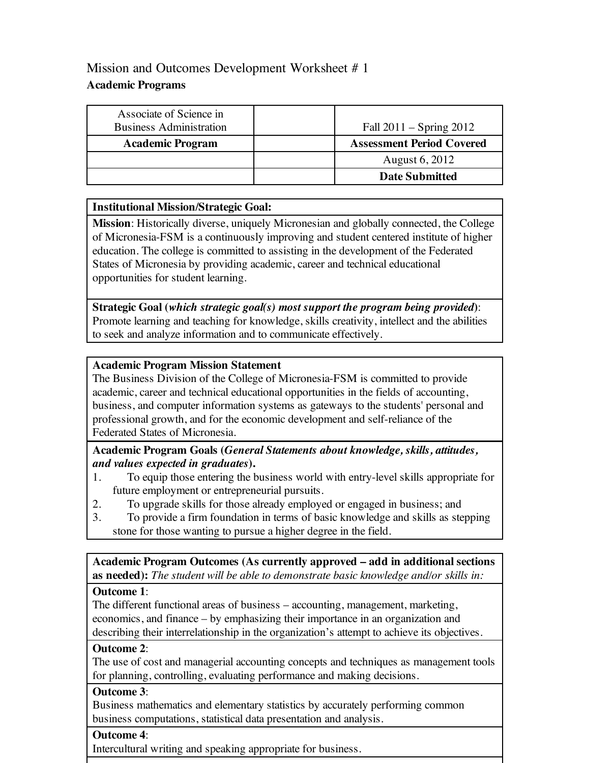# Mission and Outcomes Development Worksheet # 1

**Academic Programs**

| Associate of Science in Business Administration | | Fall 2011 – Spring 2012 |
|---|---|---|
| **Academic Program** | | **Assessment Period Covered** |
| | | August 6, 2012 |
| | | **Date Submitted** |

| **Institutional Mission/Strategic Goal:** |
|---|
| **Mission**: Historically diverse, uniquely Micronesian and globally connected, the College of Micronesia-FSM is a continuously improving and student centered institute of higher education. The college is committed to assisting in the development of the Federated States of Micronesia by providing academic, career and technical educational opportunities for student learning. |
| **Strategic Goal (*which strategic goal(s) most support the program being provided*)**: Promote learning and teaching for knowledge, skills creativity, intellect and the abilities to seek and analyze information and to communicate effectively. |

| **Academic Program Mission Statement** |
|---|
| The Business Division of the College of Micronesia-FSM is committed to provide academic, career and technical educational opportunities in the fields of accounting, business, and computer information systems as gateways to the students' personal and professional growth, and for the economic development and self-reliance of the Federated States of Micronesia. |
| **Academic Program Goals (*General Statements about knowledge, skills, attitudes, and values expected in graduates*).** 1. To equip those entering the business world with entry-level skills appropriate for future employment or entrepreneurial pursuits. 2. To upgrade skills for those already employed or engaged in business; and 3. To provide a firm foundation in terms of basic knowledge and skills as stepping stone for those wanting to pursue a higher degree in the field. |

| **Academic Program Outcomes (As currently approved – add in additional sections as needed):** *The student will be able to demonstrate basic knowledge and/or skills in:* |
|---|
| **Outcome 1**: The different functional areas of business – accounting, management, marketing, economics, and finance – by emphasizing their importance in an organization and describing their interrelationship in the organization's attempt to achieve its objectives. |
| **Outcome 2**: The use of cost and managerial accounting concepts and techniques as management tools for planning, controlling, evaluating performance and making decisions. |
| **Outcome 3**: Business mathematics and elementary statistics by accurately performing common business computations, statistical data presentation and analysis. |
| **Outcome 4**: Intercultural writing and speaking appropriate for business. |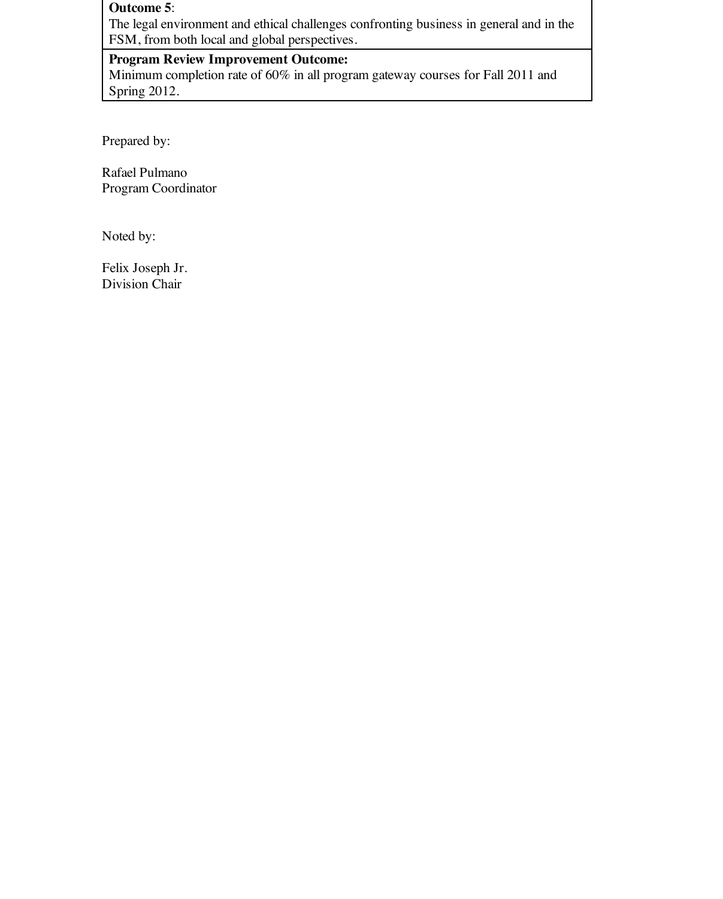| |
|---|
| **Outcome 5**:<br>The legal environment and ethical challenges confronting business in general and in the FSM, from both local and global perspectives. |
| **Program Review Improvement Outcome:**<br>Minimum completion rate of 60% in all program gateway courses for Fall 2011 and Spring 2012. |

Prepared by:

Rafael Pulmano
Program Coordinator

Noted by:

Felix Joseph Jr.
Division Chair